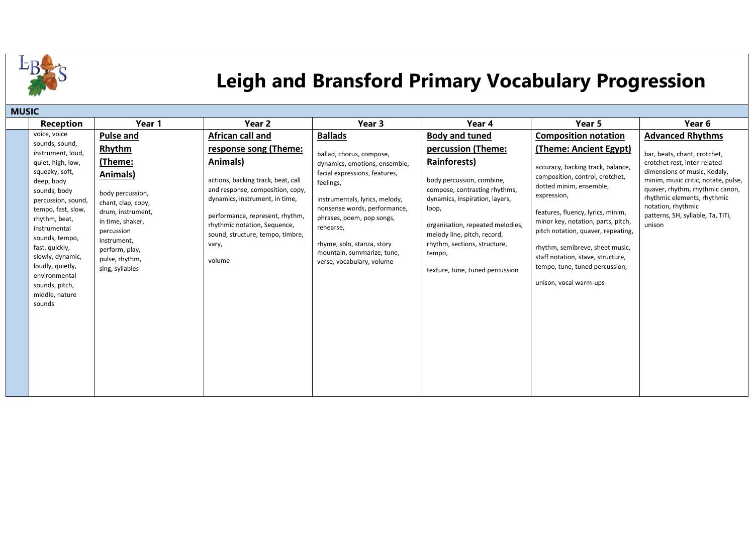# Leigh and Bransford Primary Vocabulary Progression

## MUSIC

| Reception | Year 1 | Year 2 | Year 3 | Year 4 | Year 5 | Year 6 |
|---|---|---|---|---|---|---|
| voice, voice sounds, sound, instrument, loud, quiet, high, low, squeaky, soft, deep, body sounds, body percussion, sound, tempo, fast, slow, rhythm, beat, instrumental sounds, tempo, fast, quickly, slowly, dynamic, loudly, quietly, environmental sounds, pitch, middle, nature sounds | **Pulse and Rhythm (Theme: Animals)**<br><br>body percussion, chant, clap, copy, drum, instrument, in time, shaker, percussion instrument, perform, play, pulse, rhythm, sing, syllables | **African call and response song (Theme: Animals)**<br><br>actions, backing track, beat, call and response, composition, copy, dynamics, instrument, in time,<br><br>performance, represent, rhythm, rhythmic notation, Sequence, sound, structure, tempo, timbre, vary,<br><br>volume | **Ballads**<br><br>ballad, chorus, compose, dynamics, emotions, ensemble, facial expressions, features, feelings,<br><br>instrumentals, lyrics, melody, nonsense words, performance, phrases, poem, pop songs, rehearse,<br><br>rhyme, solo, stanza, story mountain, summarize, tune, verse, vocabulary, volume | **Body and tuned percussion (Theme: Rainforests)**<br><br>body percussion, combine, compose, contrasting rhythms, dynamics, inspiration, layers, loop,<br><br>organisation, repeated melodies, melody line, pitch, record, rhythm, sections, structure, tempo,<br><br>texture, tune, tuned percussion | **Composition notation (Theme: Ancient Egypt)**<br><br>accuracy, backing track, balance, composition, control, crotchet, dotted minim, ensemble, expression,<br><br>features, fluency, lyrics, minim, minor key, notation, parts, pitch, pitch notation, quaver, repeating,<br><br>rhythm, semibreve, sheet music, staff notation, stave, structure, tempo, tune, tuned percussion,<br><br>unison, vocal warm-ups | **Advanced Rhythms**<br><br>bar, beats, chant, crotchet, crotchet rest, inter-related dimensions of music, Kodaly, minim, music critic, notate, pulse, quaver, rhythm, rhythmic canon, rhythmic elements, rhythmic notation, rhythmic patterns, SH, syllable, Ta, TiTi, unison |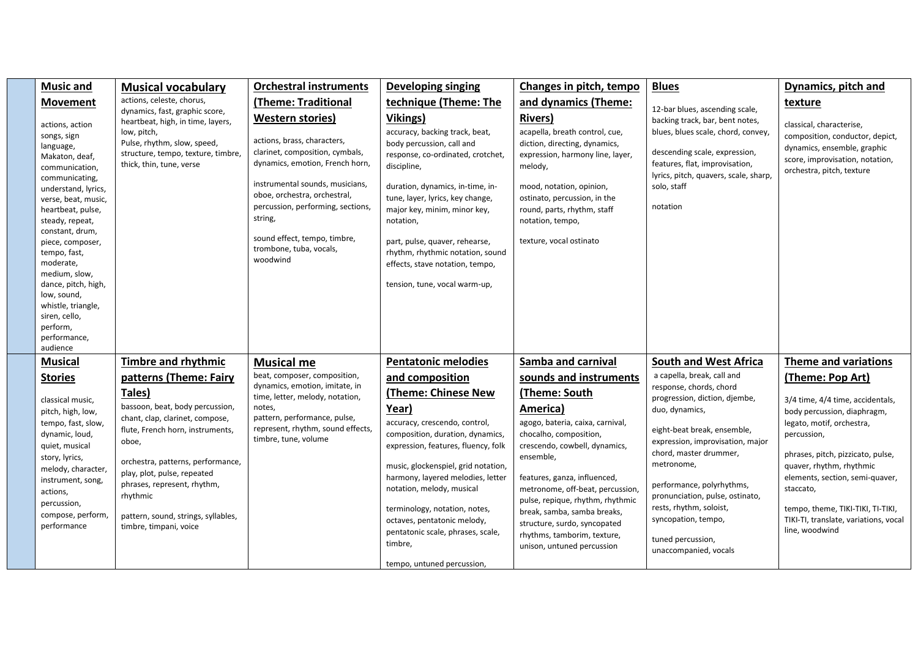| | | | | | | | |
|---|---|---|---|---|---|---|---|
| | **Music and Movement**<br><br>actions, action songs, sign language, Makaton, deaf, communication, communicating, understand, lyrics, verse, beat, music, heartbeat, pulse, steady, repeat, constant, drum, piece, composer, tempo, fast, moderate, medium, slow, dance, pitch, high, low, sound, whistle, triangle, siren, cello, perform, performance, audience | **Musical vocabulary**<br><br>actions, celeste, chorus, dynamics, fast, graphic score, heartbeat, high, in time, layers, low, pitch, Pulse, rhythm, slow, speed, structure, tempo, texture, timbre, thick, thin, tune, verse | **Orchestral instruments (Theme: Traditional Western stories)**<br><br>actions, brass, characters, clarinet, composition, cymbals, dynamics, emotion, French horn,<br><br>instrumental sounds, musicians, oboe, orchestra, orchestral, percussion, performing, sections, string,<br><br>sound effect, tempo, timbre, trombone, tuba, vocals, woodwind | **Developing singing technique (Theme: The Vikings)**<br><br>accuracy, backing track, beat, body percussion, call and response, co-ordinated, crotchet, discipline,<br><br>duration, dynamics, in-time, in-tune, layer, lyrics, key change, major key, minim, minor key, notation,<br><br>part, pulse, quaver, rehearse, rhythm, rhythmic notation, sound effects, stave notation, tempo,<br><br>tension, tune, vocal warm-up, | **Changes in pitch, tempo and dynamics (Theme: Rivers)**<br><br>acapella, breath control, cue, diction, directing, dynamics, expression, harmony line, layer, melody,<br><br>mood, notation, opinion, ostinato, percussion, in the round, parts, rhythm, staff notation, tempo,<br><br>texture, vocal ostinato | **Blues**<br><br>12-bar blues, ascending scale, backing track, bar, bent notes, blues, blues scale, chord, convey,<br><br>descending scale, expression, features, flat, improvisation, lyrics, pitch, quavers, scale, sharp, solo, staff<br><br>notation | **Dynamics, pitch and texture**<br><br>classical, characterise, composition, conductor, depict, dynamics, ensemble, graphic score, improvisation, notation, orchestra, pitch, texture |
| | **Musical Stories**<br><br>classical music, pitch, high, low, tempo, fast, slow, dynamic, loud, quiet, musical story, lyrics, melody, character, instrument, song, actions, percussion, compose, perform, performance | **Timbre and rhythmic patterns (Theme: Fairy Tales)**<br><br>bassoon, beat, body percussion, chant, clap, clarinet, compose, flute, French horn, instruments, oboe,<br><br>orchestra, patterns, performance, play, plot, pulse, repeated phrases, represent, rhythm, rhythmic<br><br>pattern, sound, strings, syllables, timbre, timpani, voice | **Musical me**<br><br>beat, composer, composition, dynamics, emotion, imitate, in time, letter, melody, notation, notes, pattern, performance, pulse, represent, rhythm, sound effects, timbre, tune, volume | **Pentatonic melodies and composition (Theme: Chinese New Year)**<br><br>accuracy, crescendo, control, composition, duration, dynamics, expression, features, fluency, folk<br><br>music, glockenspiel, grid notation, harmony, layered melodies, letter notation, melody, musical<br><br>terminology, notation, notes, octaves, pentatonic melody, pentatonic scale, phrases, scale, timbre,<br><br>tempo, untuned percussion, | **Samba and carnival sounds and instruments (Theme: South America)**<br><br>agogo, bateria, caixa, carnival, chocalho, composition, crescendo, cowbell, dynamics, ensemble,<br><br>features, ganza, influenced, metronome, off-beat, percussion, pulse, repique, rhythm, rhythmic break, samba, samba breaks, structure, surdo, syncopated rhythms, tamborim, texture, unison, untuned percussion | **South and West Africa**<br><br>a capella, break, call and response, chords, chord progression, diction, djembe, duo, dynamics,<br><br>eight-beat break, ensemble, expression, improvisation, major chord, master drummer, metronome,<br><br>performance, polyrhythms, pronunciation, pulse, ostinato, rests, rhythm, soloist, syncopation, tempo,<br><br>tuned percussion, unaccompanied, vocals | **Theme and variations (Theme: Pop Art)**<br><br>3/4 time, 4/4 time, accidentals, body percussion, diaphragm, legato, motif, orchestra, percussion,<br><br>phrases, pitch, pizzicato, pulse, quaver, rhythm, rhythmic elements, section, semi-quaver, staccato,<br><br>tempo, theme, TIKI-TIKI, TI-TIKI, TIKI-TI, translate, variations, vocal line, woodwind |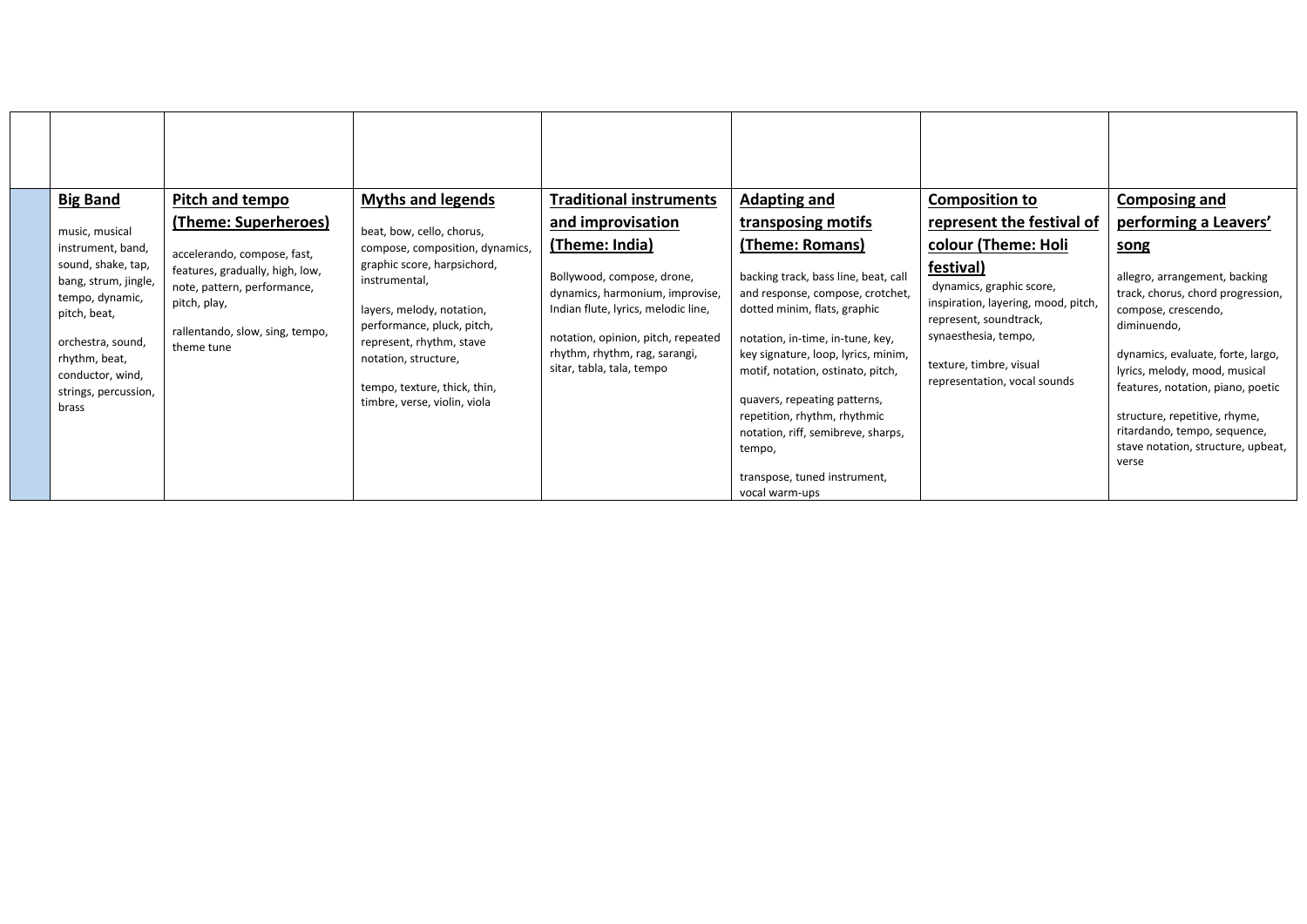| | | | | | | | |
|---|---|---|---|---|---|---|---|
| | | | | | | | |
| | **Big Band**<br><br>music, musical instrument, band, sound, shake, tap, bang, strum, jingle, tempo, dynamic, pitch, beat,<br><br>orchestra, sound, rhythm, beat, conductor, wind, strings, percussion, brass | **Pitch and tempo (Theme: Superheroes)**<br><br>accelerando, compose, fast, features, gradually, high, low, note, pattern, performance, pitch, play,<br><br>rallentando, slow, sing, tempo, theme tune | **Myths and legends**<br><br>beat, bow, cello, chorus, compose, composition, dynamics, graphic score, harpsichord, instrumental,<br><br>layers, melody, notation, performance, pluck, pitch, represent, rhythm, stave notation, structure,<br><br>tempo, texture, thick, thin, timbre, verse, violin, viola | **Traditional instruments and improvisation (Theme: India)**<br><br>Bollywood, compose, drone, dynamics, harmonium, improvise, Indian flute, lyrics, melodic line,<br><br>notation, opinion, pitch, repeated rhythm, rhythm, rag, sarangi, sitar, tabla, tala, tempo | **Adapting and transposing motifs (Theme: Romans)**<br><br>backing track, bass line, beat, call and response, compose, crotchet, dotted minim, flats, graphic<br><br>notation, in-time, in-tune, key, key signature, loop, lyrics, minim, motif, notation, ostinato, pitch,<br><br>quavers, repeating patterns, repetition, rhythm, rhythmic notation, riff, semibreve, sharps, tempo,<br><br>transpose, tuned instrument, vocal warm-ups | **Composition to represent the festival of colour (Theme: Holi festival)**<br><br>dynamics, graphic score, inspiration, layering, mood, pitch, represent, soundtrack, synaesthesia, tempo,<br><br>texture, timbre, visual representation, vocal sounds | **Composing and performing a Leavers' song**<br><br>allegro, arrangement, backing track, chorus, chord progression, compose, crescendo, diminuendo,<br><br>dynamics, evaluate, forte, largo, lyrics, melody, mood, musical features, notation, piano, poetic<br><br>structure, repetitive, rhyme, ritardando, tempo, sequence, stave notation, structure, upbeat, verse |